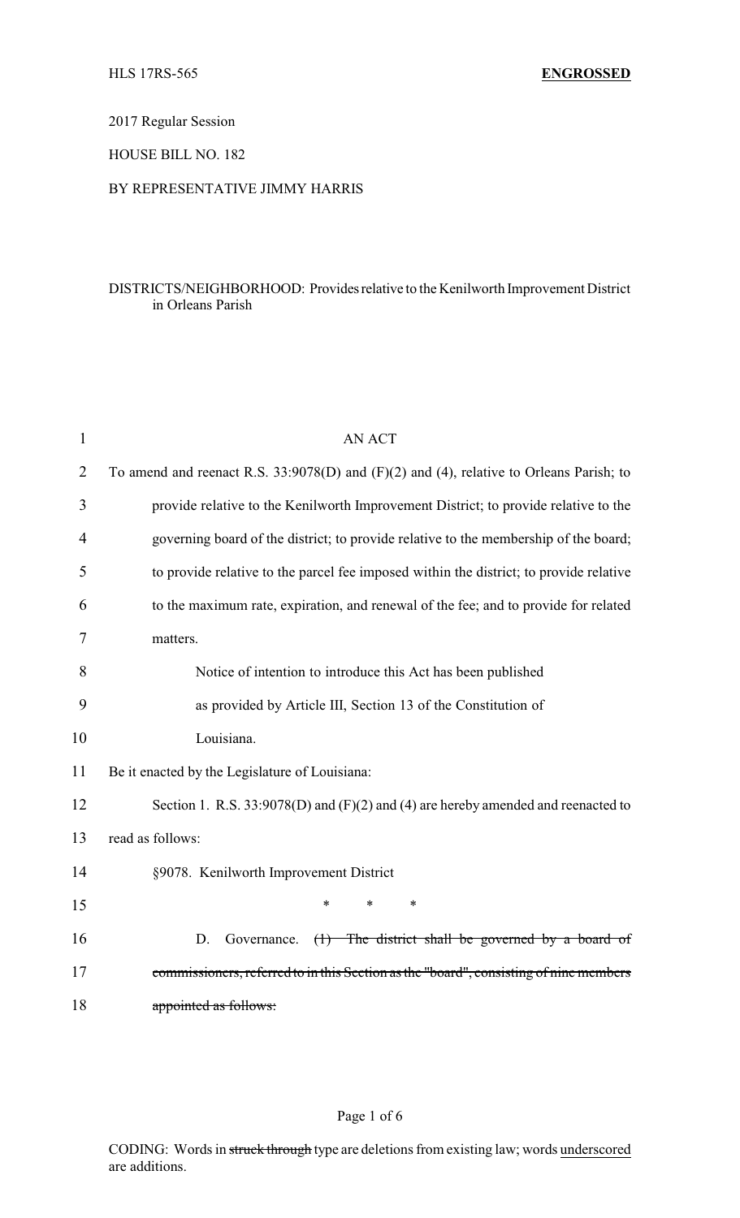HLS 17RS-565 **ENGROSSED**

2017 Regular Session

HOUSE BILL NO. 182

BY REPRESENTATIVE JIMMY HARRIS

DISTRICTS/NEIGHBORHOOD: Provides relative to the Kenilworth Improvement District in Orleans Parish

AN ACT

To amend and reenact R.S. 33:9078(D) and (F)(2) and (4), relative to Orleans Parish; to provide relative to the Kenilworth Improvement District; to provide relative to the governing board of the district; to provide relative to the membership of the board; to provide relative to the parcel fee imposed within the district; to provide relative to the maximum rate, expiration, and renewal of the fee; and to provide for related matters.

Notice of intention to introduce this Act has been published as provided by Article III, Section 13 of the Constitution of Louisiana.

Be it enacted by the Legislature of Louisiana:

Section 1. R.S. 33:9078(D) and (F)(2) and (4) are hereby amended and reenacted to read as follows:

§9078. Kenilworth Improvement District

\* \* \*

D. Governance. ~~(1) The district shall be governed by a board of commissioners, referred to in this Section as the "board", consisting of nine members appointed as follows:~~

CODING: Words in ~~struck through~~ type are deletions from existing law; words underscored are additions.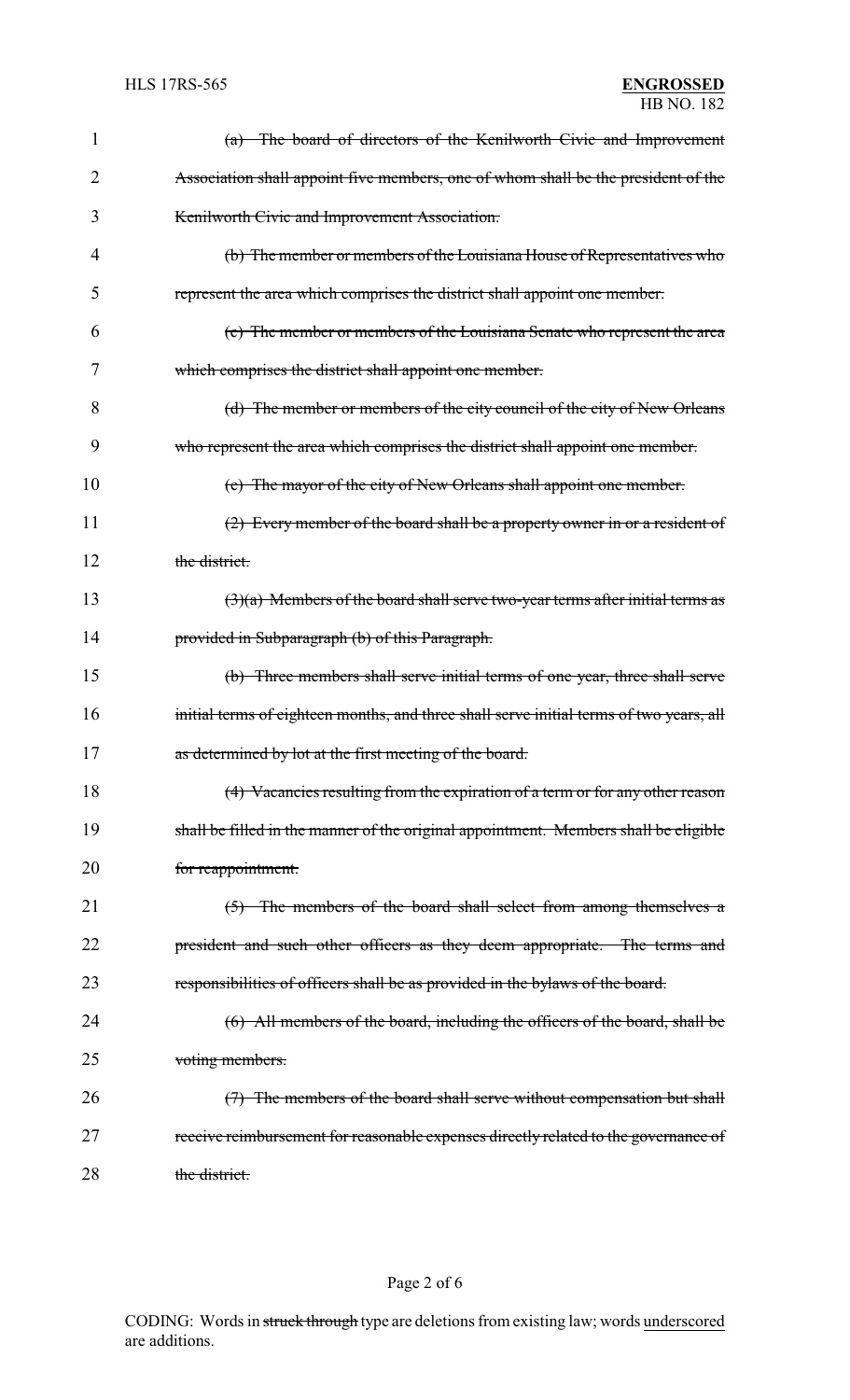~~(a) The board of directors of the Kenilworth Civic and Improvement Association shall appoint five members, one of whom shall be the president of the Kenilworth Civic and Improvement Association.~~

~~(b) The member or members of the Louisiana House of Representatives who represent the area which comprises the district shall appoint one member.~~

~~(c) The member or members of the Louisiana Senate who represent the area which comprises the district shall appoint one member.~~

~~(d) The member or members of the city council of the city of New Orleans who represent the area which comprises the district shall appoint one member.~~

~~(e) The mayor of the city of New Orleans shall appoint one member.~~

~~(2) Every member of the board shall be a property owner in or a resident of the district.~~

~~(3)(a) Members of the board shall serve two-year terms after initial terms as provided in Subparagraph (b) of this Paragraph.~~

~~(b) Three members shall serve initial terms of one year, three shall serve initial terms of eighteen months, and three shall serve initial terms of two years, all as determined by lot at the first meeting of the board.~~

~~(4) Vacancies resulting from the expiration of a term or for any other reason shall be filled in the manner of the original appointment. Members shall be eligible for reappointment.~~

~~(5) The members of the board shall select from among themselves a president and such other officers as they deem appropriate. The terms and responsibilities of officers shall be as provided in the bylaws of the board.~~

~~(6) All members of the board, including the officers of the board, shall be voting members.~~

~~(7) The members of the board shall serve without compensation but shall receive reimbursement for reasonable expenses directly related to the governance of the district.~~

CODING: Words in ~~struck through~~ type are deletions from existing law; words underscored are additions.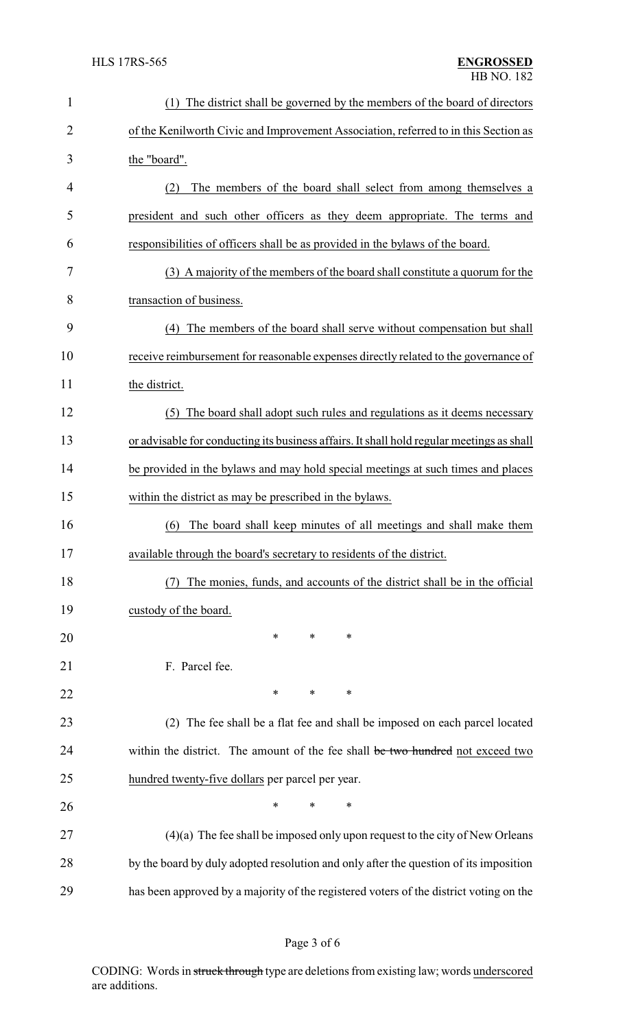(1) The district shall be governed by the members of the board of directors of the Kenilworth Civic and Improvement Association, referred to in this Section as the "board".

(2) The members of the board shall select from among themselves a president and such other officers as they deem appropriate. The terms and responsibilities of officers shall be as provided in the bylaws of the board.

(3) A majority of the members of the board shall constitute a quorum for the transaction of business.

(4) The members of the board shall serve without compensation but shall receive reimbursement for reasonable expenses directly related to the governance of the district.

(5) The board shall adopt such rules and regulations as it deems necessary or advisable for conducting its business affairs. It shall hold regular meetings as shall be provided in the bylaws and may hold special meetings at such times and places within the district as may be prescribed in the bylaws.

(6) The board shall keep minutes of all meetings and shall make them available through the board's secretary to residents of the district.

(7) The monies, funds, and accounts of the district shall be in the official custody of the board.

\* \* \*

F. Parcel fee.

\* \* \*

(2) The fee shall be a flat fee and shall be imposed on each parcel located within the district. The amount of the fee shall ~~be two hundred~~ not exceed two hundred twenty-five dollars per parcel per year.

\* \* \*

(4)(a) The fee shall be imposed only upon request to the city of New Orleans by the board by duly adopted resolution and only after the question of its imposition has been approved by a majority of the registered voters of the district voting on the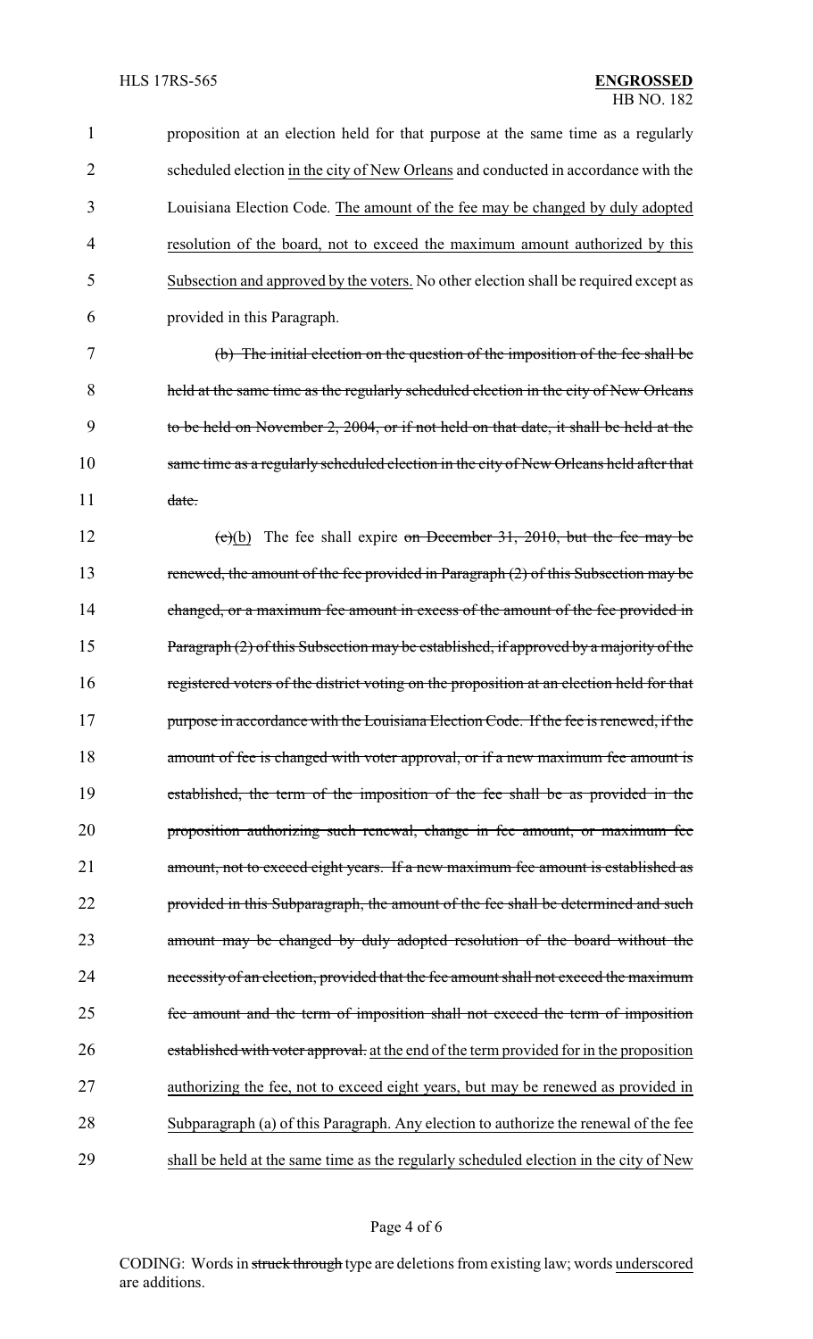proposition at an election held for that purpose at the same time as a regularly scheduled election in the city of New Orleans and conducted in accordance with the Louisiana Election Code. The amount of the fee may be changed by duly adopted resolution of the board, not to exceed the maximum amount authorized by this Subsection and approved by the voters. No other election shall be required except as provided in this Paragraph.

~~(b) The initial election on the question of the imposition of the fee shall be held at the same time as the regularly scheduled election in the city of New Orleans to be held on November 2, 2004, or if not held on that date, it shall be held at the same time as a regularly scheduled election in the city of New Orleans held after that date.~~

~~(c)~~(b) The fee shall expire ~~on December 31, 2010, but the fee may be renewed, the amount of the fee provided in Paragraph (2) of this Subsection may be changed, or a maximum fee amount in excess of the amount of the fee provided in Paragraph (2) of this Subsection may be established, if approved by a majority of the registered voters of the district voting on the proposition at an election held for that purpose in accordance with the Louisiana Election Code. If the fee is renewed, if the amount of fee is changed with voter approval, or if a new maximum fee amount is established, the term of the imposition of the fee shall be as provided in the proposition authorizing such renewal, change in fee amount, or maximum fee amount, not to exceed eight years. If a new maximum fee amount is established as provided in this Subparagraph, the amount of the fee shall be determined and such amount may be changed by duly adopted resolution of the board without the necessity of an election, provided that the fee amount shall not exceed the maximum fee amount and the term of imposition shall not exceed the term of imposition established with voter approval.~~ at the end of the term provided for in the proposition authorizing the fee, not to exceed eight years, but may be renewed as provided in Subparagraph (a) of this Paragraph. Any election to authorize the renewal of the fee shall be held at the same time as the regularly scheduled election in the city of New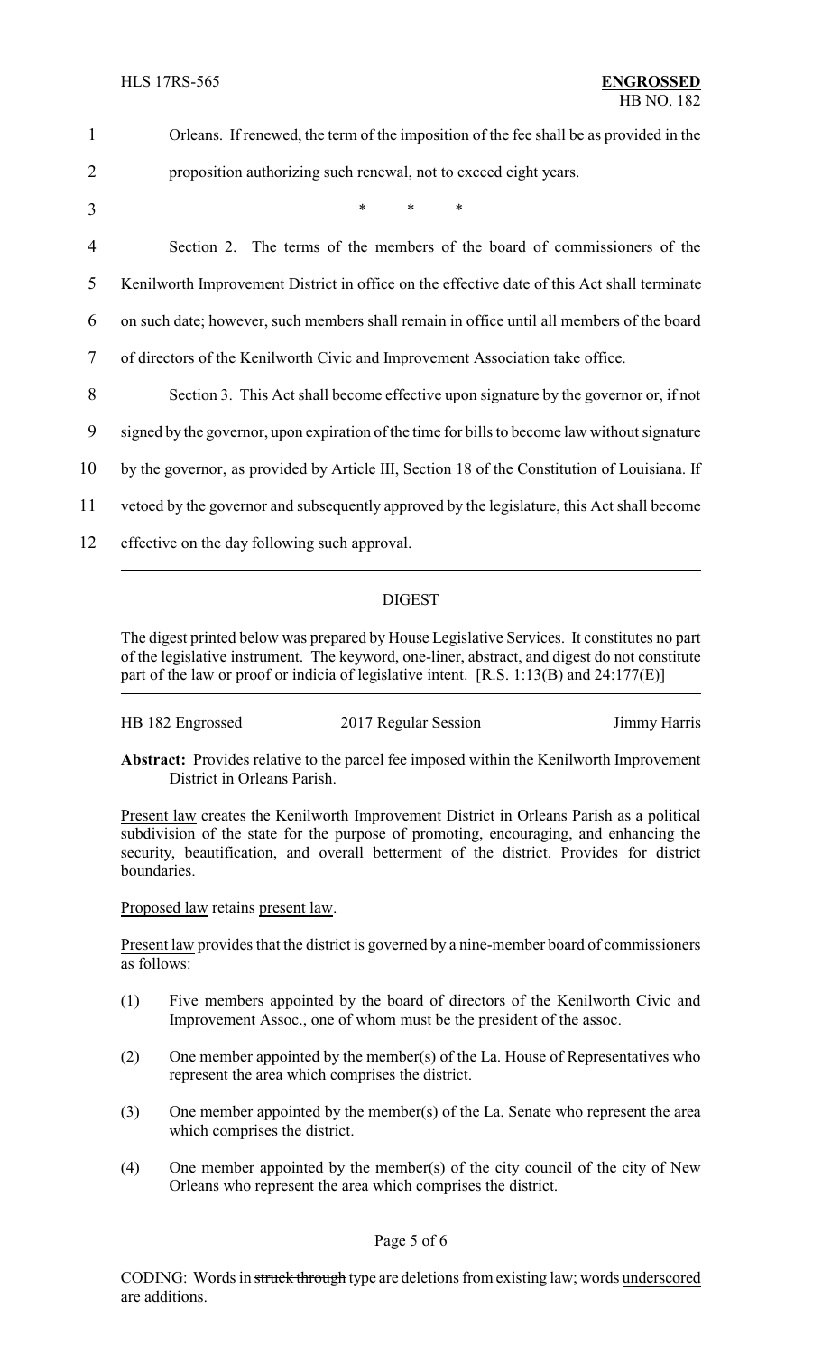Orleans. If renewed, the term of the imposition of the fee shall be as provided in the proposition authorizing such renewal, not to exceed eight years.

\* \* \*

Section 2. The terms of the members of the board of commissioners of the Kenilworth Improvement District in office on the effective date of this Act shall terminate on such date; however, such members shall remain in office until all members of the board of directors of the Kenilworth Civic and Improvement Association take office.

Section 3. This Act shall become effective upon signature by the governor or, if not signed by the governor, upon expiration of the time for bills to become law without signature by the governor, as provided by Article III, Section 18 of the Constitution of Louisiana. If vetoed by the governor and subsequently approved by the legislature, this Act shall become effective on the day following such approval.

## DIGEST

The digest printed below was prepared by House Legislative Services. It constitutes no part of the legislative instrument. The keyword, one-liner, abstract, and digest do not constitute part of the law or proof or indicia of legislative intent. [R.S. 1:13(B) and 24:177(E)]

HB 182 Engrossed — 2017 Regular Session — Jimmy Harris

**Abstract:** Provides relative to the parcel fee imposed within the Kenilworth Improvement District in Orleans Parish.

Present law creates the Kenilworth Improvement District in Orleans Parish as a political subdivision of the state for the purpose of promoting, encouraging, and enhancing the security, beautification, and overall betterment of the district. Provides for district boundaries.

Proposed law retains present law.

Present law provides that the district is governed by a nine-member board of commissioners as follows:

(1) Five members appointed by the board of directors of the Kenilworth Civic and Improvement Assoc., one of whom must be the president of the assoc.

(2) One member appointed by the member(s) of the La. House of Representatives who represent the area which comprises the district.

(3) One member appointed by the member(s) of the La. Senate who represent the area which comprises the district.

(4) One member appointed by the member(s) of the city council of the city of New Orleans who represent the area which comprises the district.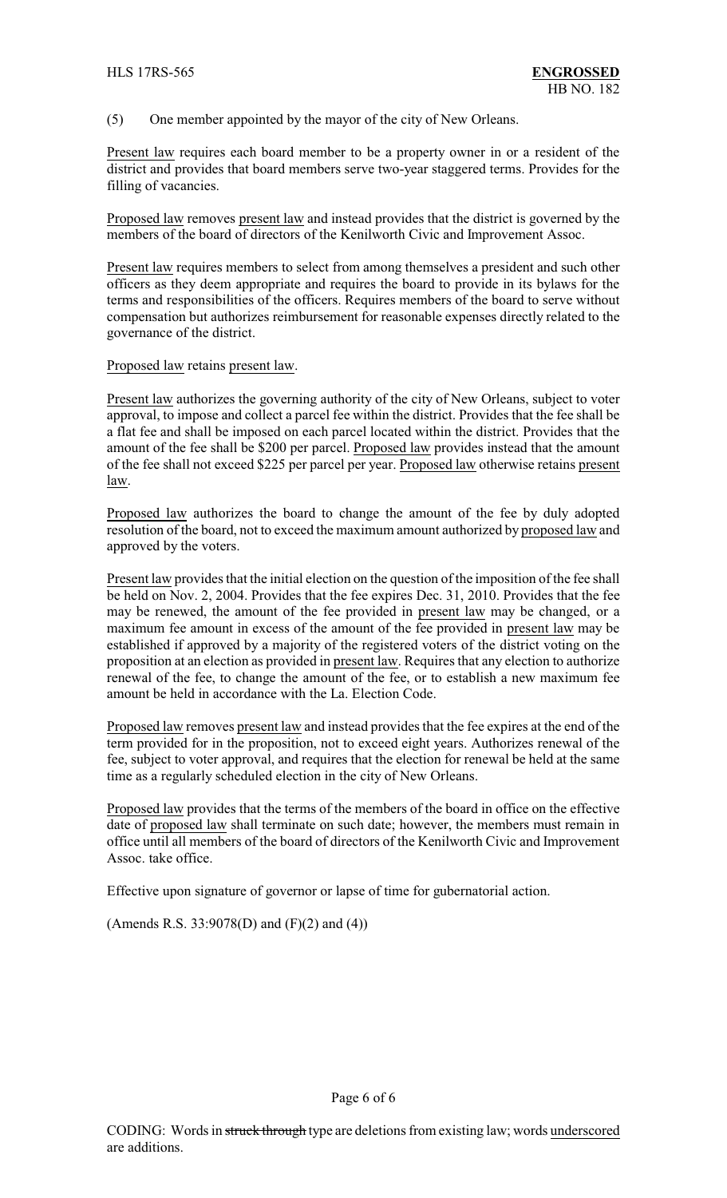(5) One member appointed by the mayor of the city of New Orleans.

Present law requires each board member to be a property owner in or a resident of the district and provides that board members serve two-year staggered terms. Provides for the filling of vacancies.

Proposed law removes present law and instead provides that the district is governed by the members of the board of directors of the Kenilworth Civic and Improvement Assoc.

Present law requires members to select from among themselves a president and such other officers as they deem appropriate and requires the board to provide in its bylaws for the terms and responsibilities of the officers. Requires members of the board to serve without compensation but authorizes reimbursement for reasonable expenses directly related to the governance of the district.

Proposed law retains present law.

Present law authorizes the governing authority of the city of New Orleans, subject to voter approval, to impose and collect a parcel fee within the district. Provides that the fee shall be a flat fee and shall be imposed on each parcel located within the district. Provides that the amount of the fee shall be $200 per parcel. Proposed law provides instead that the amount of the fee shall not exceed $225 per parcel per year. Proposed law otherwise retains present law.

Proposed law authorizes the board to change the amount of the fee by duly adopted resolution of the board, not to exceed the maximum amount authorized by proposed law and approved by the voters.

Present law provides that the initial election on the question of the imposition of the fee shall be held on Nov. 2, 2004. Provides that the fee expires Dec. 31, 2010. Provides that the fee may be renewed, the amount of the fee provided in present law may be changed, or a maximum fee amount in excess of the amount of the fee provided in present law may be established if approved by a majority of the registered voters of the district voting on the proposition at an election as provided in present law. Requires that any election to authorize renewal of the fee, to change the amount of the fee, or to establish a new maximum fee amount be held in accordance with the La. Election Code.

Proposed law removes present law and instead provides that the fee expires at the end of the term provided for in the proposition, not to exceed eight years. Authorizes renewal of the fee, subject to voter approval, and requires that the election for renewal be held at the same time as a regularly scheduled election in the city of New Orleans.

Proposed law provides that the terms of the members of the board in office on the effective date of proposed law shall terminate on such date; however, the members must remain in office until all members of the board of directors of the Kenilworth Civic and Improvement Assoc. take office.

Effective upon signature of governor or lapse of time for gubernatorial action.

(Amends R.S. 33:9078(D) and (F)(2) and (4))

CODING: Words in ~~struck through~~ type are deletions from existing law; words underscored are additions.